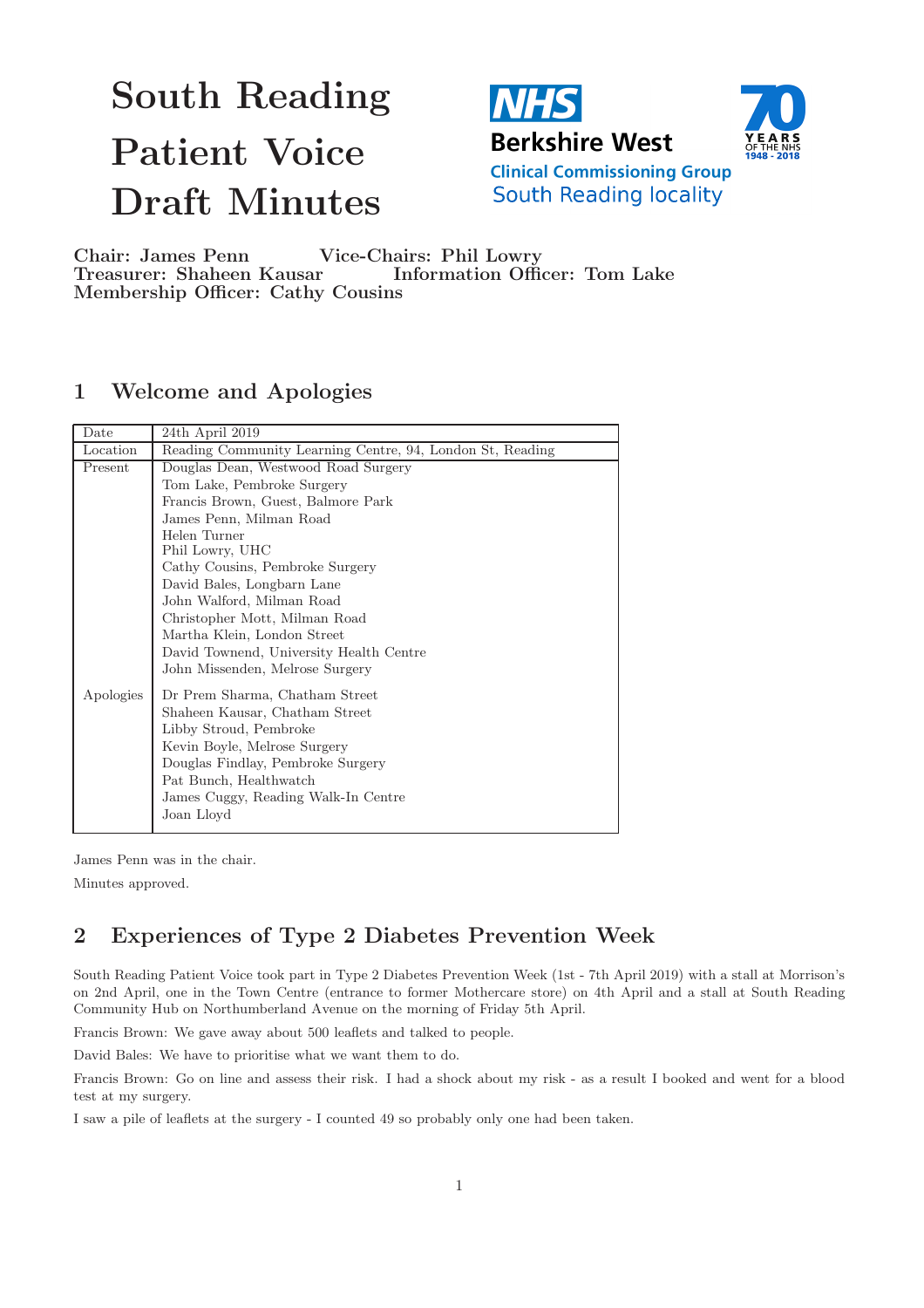# South Reading Patient Voice Draft Minutes

NHS Berkshire West Clinical Commissioning Group South Reading locality

**Chair: James Penn** **Vice-Chairs: Phil Lowry**
**Treasurer: Shaheen Kausar** **Information Officer: Tom Lake**
**Membership Officer: Cathy Cousins**

## 1 Welcome and Apologies

| Date | 24th April 2019 |
|---|---|
| Location | Reading Community Learning Centre, 94, London St, Reading |
| Present | Douglas Dean, Westwood Road Surgery<br>Tom Lake, Pembroke Surgery<br>Francis Brown, Guest, Balmore Park<br>James Penn, Milman Road<br>Helen Turner<br>Phil Lowry, UHC<br>Cathy Cousins, Pembroke Surgery<br>David Bales, Longbarn Lane<br>John Walford, Milman Road<br>Christopher Mott, Milman Road<br>Martha Klein, London Street<br>David Townend, University Health Centre<br>John Missenden, Melrose Surgery |
| Apologies | Dr Prem Sharma, Chatham Street<br>Shaheen Kausar, Chatham Street<br>Libby Stroud, Pembroke<br>Kevin Boyle, Melrose Surgery<br>Douglas Findlay, Pembroke Surgery<br>Pat Bunch, Healthwatch<br>James Cuggy, Reading Walk-In Centre<br>Joan Lloyd |

James Penn was in the chair.

Minutes approved.

## 2 Experiences of Type 2 Diabetes Prevention Week

South Reading Patient Voice took part in Type 2 Diabetes Prevention Week (1st - 7th April 2019) with a stall at Morrison's on 2nd April, one in the Town Centre (entrance to former Mothercare store) on 4th April and a stall at South Reading Community Hub on Northumberland Avenue on the morning of Friday 5th April.

Francis Brown: We gave away about 500 leaflets and talked to people.

David Bales: We have to prioritise what we want them to do.

Francis Brown: Go on line and assess their risk. I had a shock about my risk - as a result I booked and went for a blood test at my surgery.

I saw a pile of leaflets at the surgery - I counted 49 so probably only one had been taken.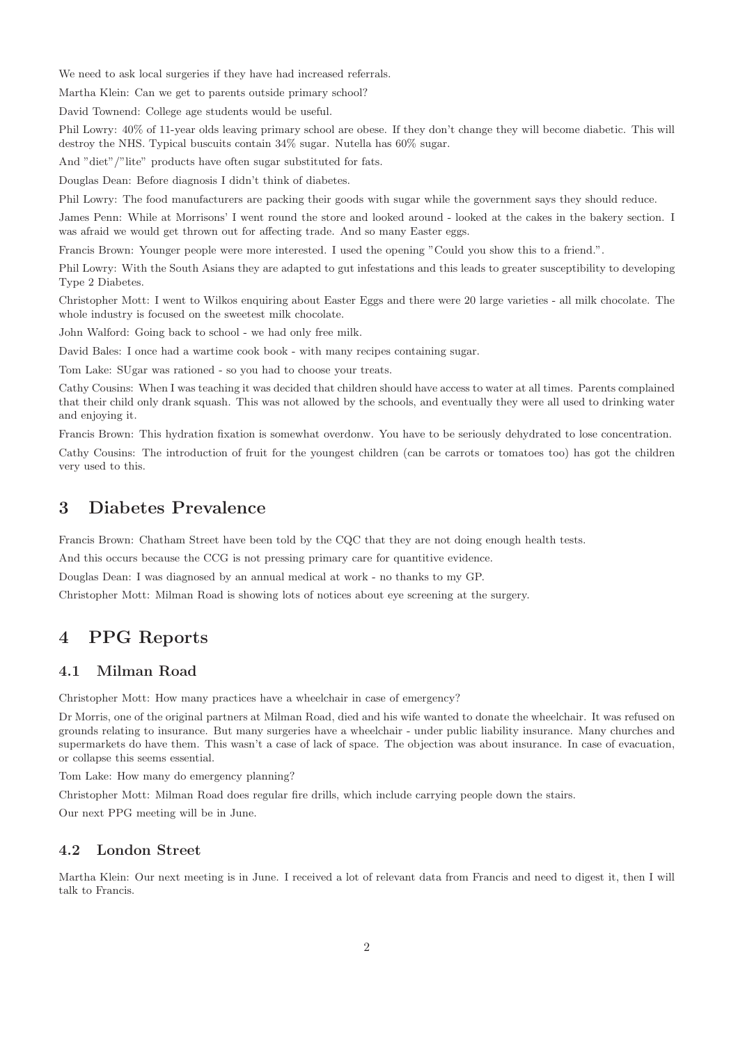We need to ask local surgeries if they have had increased referrals.

Martha Klein: Can we get to parents outside primary school?

David Townend: College age students would be useful.

Phil Lowry: 40% of 11-year olds leaving primary school are obese. If they don't change they will become diabetic. This will destroy the NHS. Typical buscuits contain 34% sugar. Nutella has 60% sugar.

And "diet"/"lite" products have often sugar substituted for fats.

Douglas Dean: Before diagnosis I didn't think of diabetes.

Phil Lowry: The food manufacturers are packing their goods with sugar while the government says they should reduce.

James Penn: While at Morrisons' I went round the store and looked around - looked at the cakes in the bakery section. I was afraid we would get thrown out for affecting trade. And so many Easter eggs.

Francis Brown: Younger people were more interested. I used the opening "Could you show this to a friend.".

Phil Lowry: With the South Asians they are adapted to gut infestations and this leads to greater susceptibility to developing Type 2 Diabetes.

Christopher Mott: I went to Wilkos enquiring about Easter Eggs and there were 20 large varieties - all milk chocolate. The whole industry is focused on the sweetest milk chocolate.

John Walford: Going back to school - we had only free milk.

David Bales: I once had a wartime cook book - with many recipes containing sugar.

Tom Lake: SUgar was rationed - so you had to choose your treats.

Cathy Cousins: When I was teaching it was decided that children should have access to water at all times. Parents complained that their child only drank squash. This was not allowed by the schools, and eventually they were all used to drinking water and enjoying it.

Francis Brown: This hydration fixation is somewhat overdonw. You have to be seriously dehydrated to lose concentration.

Cathy Cousins: The introduction of fruit for the youngest children (can be carrots or tomatoes too) has got the children very used to this.

## 3 Diabetes Prevalence

Francis Brown: Chatham Street have been told by the CQC that they are not doing enough health tests.

And this occurs because the CCG is not pressing primary care for quantitive evidence.

Douglas Dean: I was diagnosed by an annual medical at work - no thanks to my GP.

Christopher Mott: Milman Road is showing lots of notices about eye screening at the surgery.

## 4 PPG Reports

### 4.1 Milman Road

Christopher Mott: How many practices have a wheelchair in case of emergency?

Dr Morris, one of the original partners at Milman Road, died and his wife wanted to donate the wheelchair. It was refused on grounds relating to insurance. But many surgeries have a wheelchair - under public liability insurance. Many churches and supermarkets do have them. This wasn't a case of lack of space. The objection was about insurance. In case of evacuation, or collapse this seems essential.

Tom Lake: How many do emergency planning?

Christopher Mott: Milman Road does regular fire drills, which include carrying people down the stairs.

Our next PPG meeting will be in June.

### 4.2 London Street

Martha Klein: Our next meeting is in June. I received a lot of relevant data from Francis and need to digest it, then I will talk to Francis.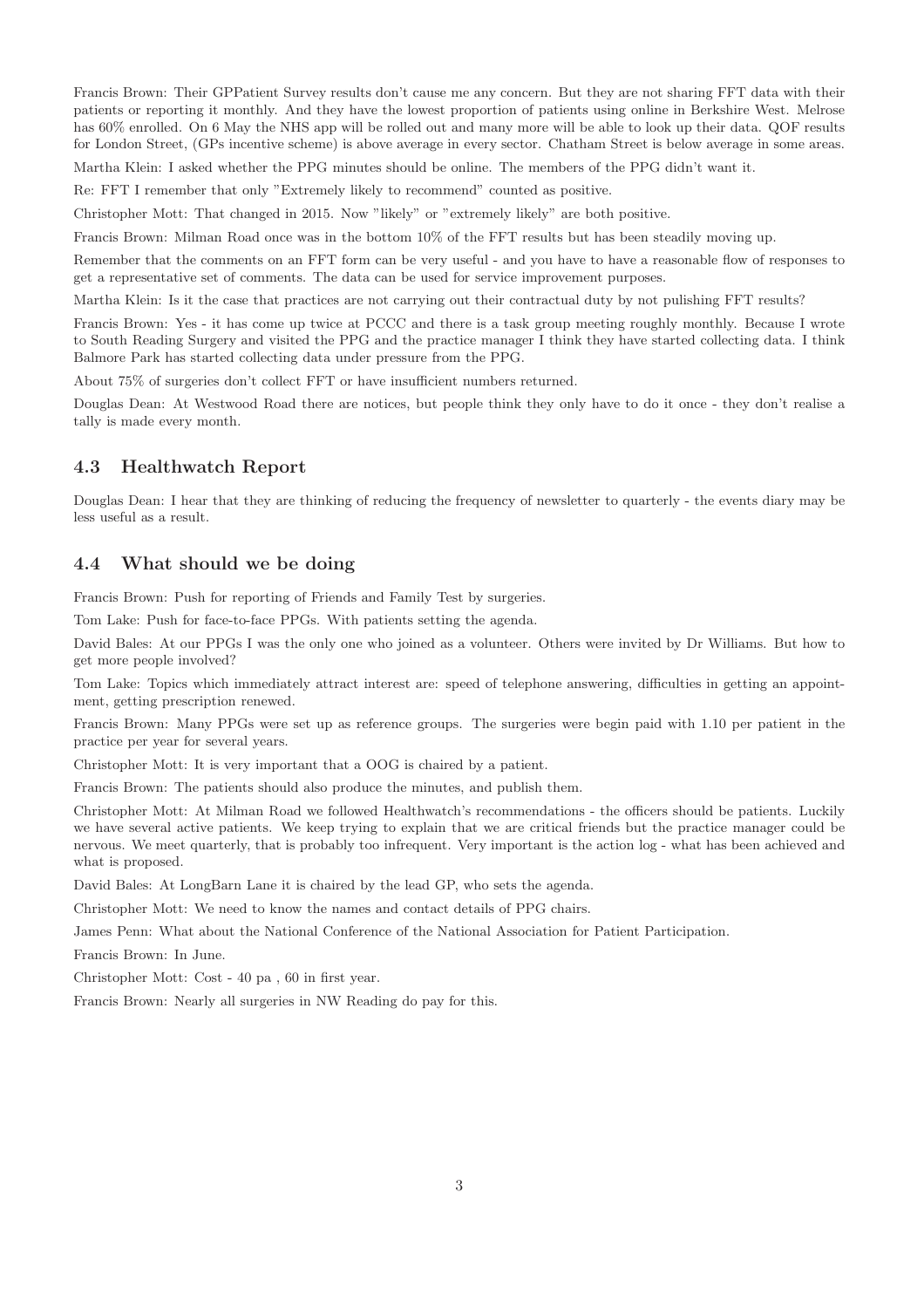Francis Brown: Their GPPatient Survey results don't cause me any concern. But they are not sharing FFT data with their patients or reporting it monthly. And they have the lowest proportion of patients using online in Berkshire West. Melrose has 60% enrolled. On 6 May the NHS app will be rolled out and many more will be able to look up their data. QOF results for London Street, (GPs incentive scheme) is above average in every sector. Chatham Street is below average in some areas.

Martha Klein: I asked whether the PPG minutes should be online. The members of the PPG didn't want it.

Re: FFT I remember that only "Extremely likely to recommend" counted as positive.

Christopher Mott: That changed in 2015. Now "likely" or "extremely likely" are both positive.

Francis Brown: Milman Road once was in the bottom 10% of the FFT results but has been steadily moving up.

Remember that the comments on an FFT form can be very useful - and you have to have a reasonable flow of responses to get a representative set of comments. The data can be used for service improvement purposes.

Martha Klein: Is it the case that practices are not carrying out their contractual duty by not pulishing FFT results?

Francis Brown: Yes - it has come up twice at PCCC and there is a task group meeting roughly monthly. Because I wrote to South Reading Surgery and visited the PPG and the practice manager I think they have started collecting data. I think Balmore Park has started collecting data under pressure from the PPG.

About 75% of surgeries don't collect FFT or have insufficient numbers returned.

Douglas Dean: At Westwood Road there are notices, but people think they only have to do it once - they don't realise a tally is made every month.

## 4.3 Healthwatch Report

Douglas Dean: I hear that they are thinking of reducing the frequency of newsletter to quarterly - the events diary may be less useful as a result.

## 4.4 What should we be doing

Francis Brown: Push for reporting of Friends and Family Test by surgeries.

Tom Lake: Push for face-to-face PPGs. With patients setting the agenda.

David Bales: At our PPGs I was the only one who joined as a volunteer. Others were invited by Dr Williams. But how to get more people involved?

Tom Lake: Topics which immediately attract interest are: speed of telephone answering, difficulties in getting an appointment, getting prescription renewed.

Francis Brown: Many PPGs were set up as reference groups. The surgeries were begin paid with 1.10 per patient in the practice per year for several years.

Christopher Mott: It is very important that a OOG is chaired by a patient.

Francis Brown: The patients should also produce the minutes, and publish them.

Christopher Mott: At Milman Road we followed Healthwatch's recommendations - the officers should be patients. Luckily we have several active patients. We keep trying to explain that we are critical friends but the practice manager could be nervous. We meet quarterly, that is probably too infrequent. Very important is the action log - what has been achieved and what is proposed.

David Bales: At LongBarn Lane it is chaired by the lead GP, who sets the agenda.

Christopher Mott: We need to know the names and contact details of PPG chairs.

James Penn: What about the National Conference of the National Association for Patient Participation.

Francis Brown: In June.

Christopher Mott: Cost - 40 pa , 60 in first year.

Francis Brown: Nearly all surgeries in NW Reading do pay for this.